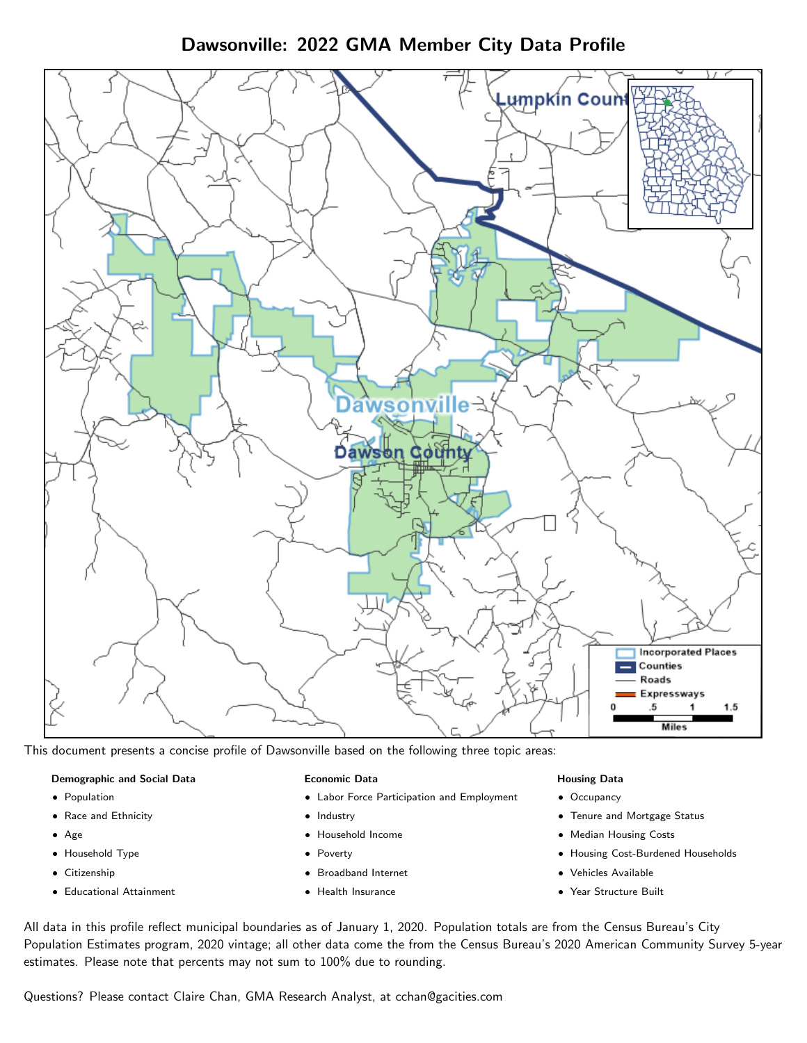# Dawsonville: 2022 GMA Member City Data Profile

This document presents a concise profile of Dawsonville based on the following three topic areas:

**Demographic and Social Data**

- Population
- Race and Ethnicity
- Age
- Household Type
- Citizenship
- Educational Attainment

**Economic Data**

- Labor Force Participation and Employment
- Industry
- Household Income
- Poverty
- Broadband Internet
- Health Insurance

**Housing Data**

- Occupancy
- Tenure and Mortgage Status
- Median Housing Costs
- Housing Cost-Burdened Households
- Vehicles Available
- Year Structure Built

All data in this profile reflect municipal boundaries as of January 1, 2020. Population totals are from the Census Bureau's City Population Estimates program, 2020 vintage; all other data come the from the Census Bureau's 2020 American Community Survey 5-year estimates. Please note that percents may not sum to 100% due to rounding.

Questions? Please contact Claire Chan, GMA Research Analyst, at cchan@gacities.com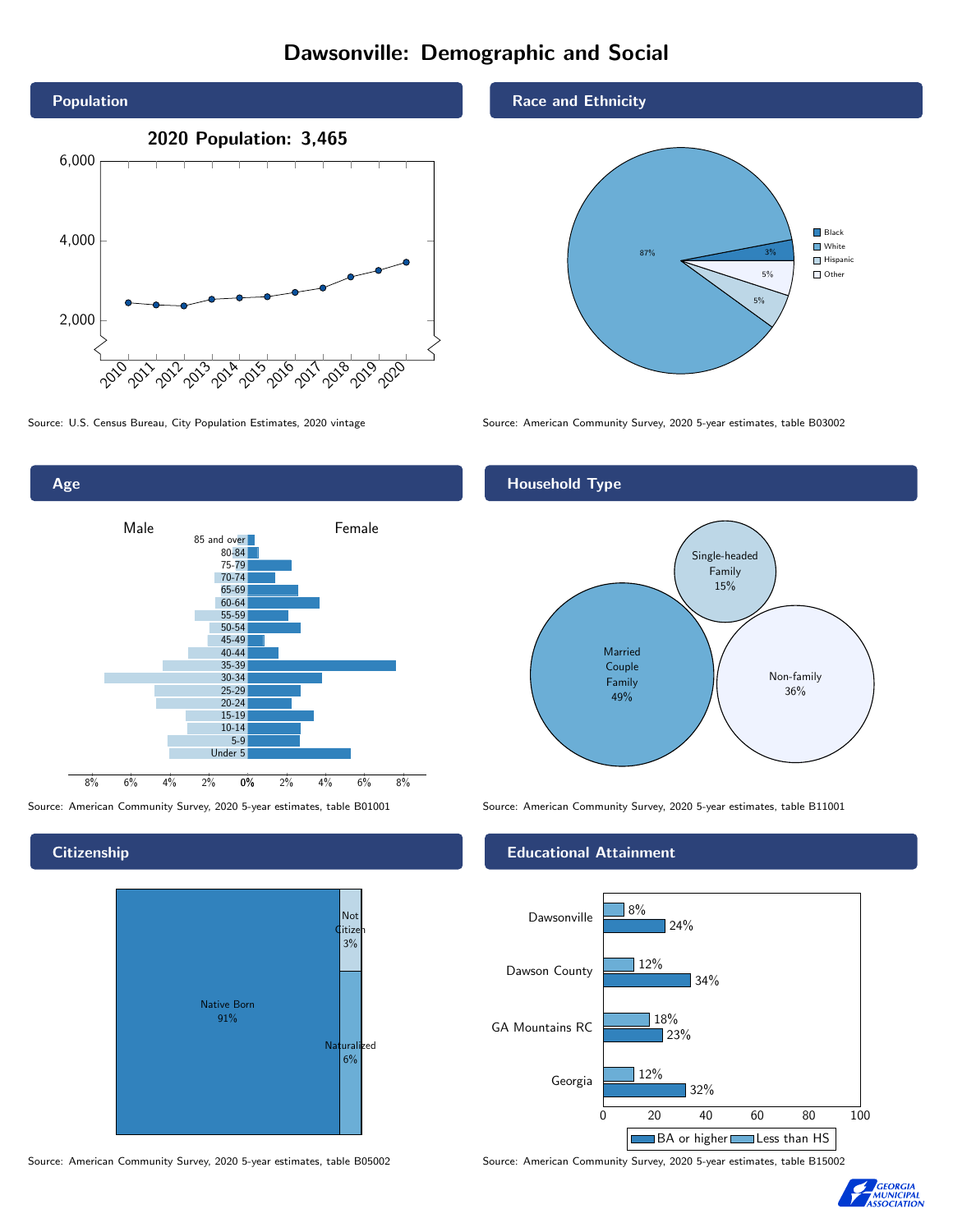# Dawsonville: Demographic and Social

## Population

2020 Population: 3,465

Source: U.S. Census Bureau, City Population Estimates, 2020 vintage

## Race and Ethnicity

| Group | Percent |
| --- | --- |
| White | 87% |
| Black | 3% |
| Other | 5% |
| Hispanic | 5% |

Source: American Community Survey, 2020 5-year estimates, table B03002

## Age

Source: American Community Survey, 2020 5-year estimates, table B01001

## Household Type

| Household Type | Percent |
| --- | --- |
| Married Couple Family | 49% |
| Single-headed Family | 15% |
| Non-family | 36% |

Source: American Community Survey, 2020 5-year estimates, table B11001

## Citizenship

| Status | Percent |
| --- | --- |
| Native Born | 91% |
| Naturalized | 6% |
| Not Citizen | 3% |

Source: American Community Survey, 2020 5-year estimates, table B05002

## Educational Attainment

| Area | Less than HS | BA or higher |
| --- | --- | --- |
| Dawsonville | 8% | 24% |
| Dawson County | 12% | 34% |
| GA Mountains RC | 18% | 23% |
| Georgia | 12% | 32% |

Source: American Community Survey, 2020 5-year estimates, table B15002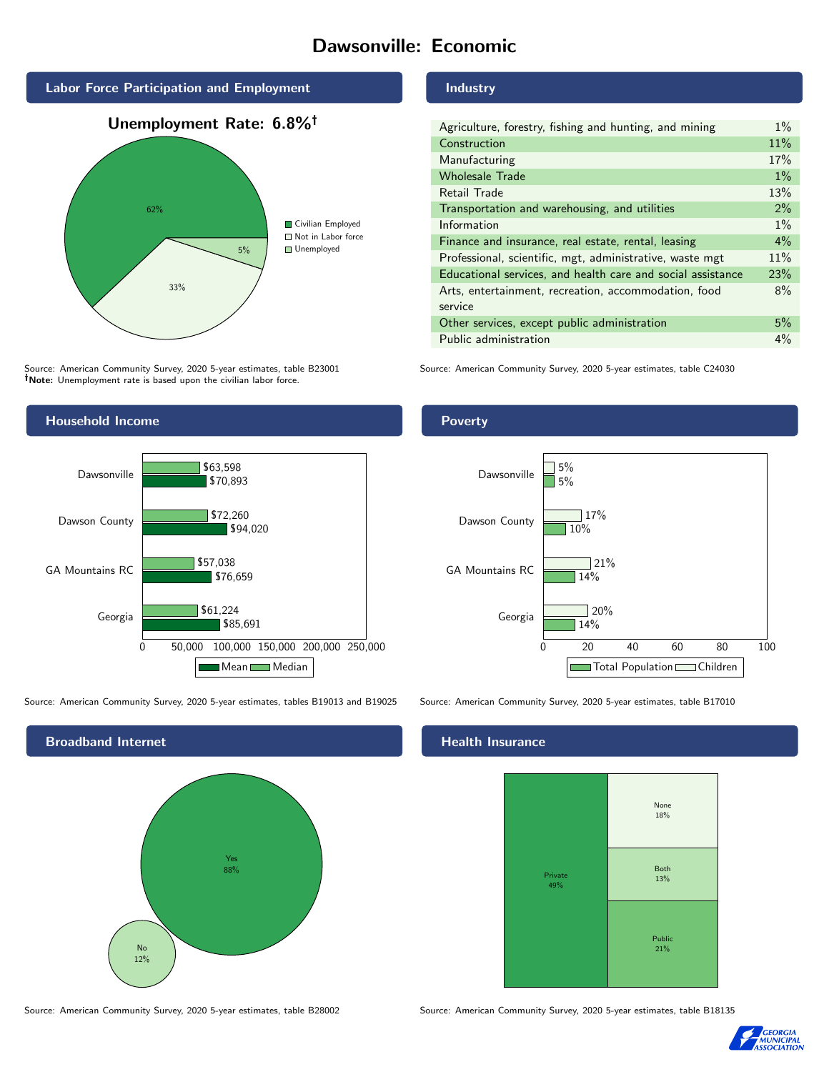# Dawsonville: Economic

## Labor Force Participation and Employment

**Unemployment Rate: 6.8%†**

| Category | Percent |
|---|---|
| Civilian Employed | 62% |
| Not in Labor force | 33% |
| Unemployed | 5% |

Source: American Community Survey, 2020 5-year estimates, table B23001
**†Note:** Unemployment rate is based upon the civilian labor force.

## Industry

| Industry | Percent |
|---|---|
| Agriculture, forestry, fishing and hunting, and mining | 1% |
| Construction | 11% |
| Manufacturing | 17% |
| Wholesale Trade | 1% |
| Retail Trade | 13% |
| Transportation and warehousing, and utilities | 2% |
| Information | 1% |
| Finance and insurance, real estate, rental, leasing | 4% |
| Professional, scientific, mgt, administrative, waste mgt | 11% |
| Educational services, and health care and social assistance | 23% |
| Arts, entertainment, recreation, accommodation, food service | 8% |
| Other services, except public administration | 5% |
| Public administration | 4% |

Source: American Community Survey, 2020 5-year estimates, table C24030

## Household Income

| | Median | Mean |
|---|---|---|
| Dawsonville | $63,598 | $70,893 |
| Dawson County | $72,260 | $94,020 |
| GA Mountains RC | $57,038 | $76,659 |
| Georgia | $61,224 | $85,691 |

Source: American Community Survey, 2020 5-year estimates, tables B19013 and B19025

## Poverty

| | Children | Total Population |
|---|---|---|
| Dawsonville | 5% | 5% |
| Dawson County | 17% | 10% |
| GA Mountains RC | 21% | 14% |
| Georgia | 20% | 14% |

Source: American Community Survey, 2020 5-year estimates, table B17010

## Broadband Internet

| Response | Percent |
|---|---|
| Yes | 88% |
| No | 12% |

Source: American Community Survey, 2020 5-year estimates, table B28002

## Health Insurance

| Type | Percent |
|---|---|
| Private | 49% |
| None | 18% |
| Both | 13% |
| Public | 21% |

Source: American Community Survey, 2020 5-year estimates, table B18135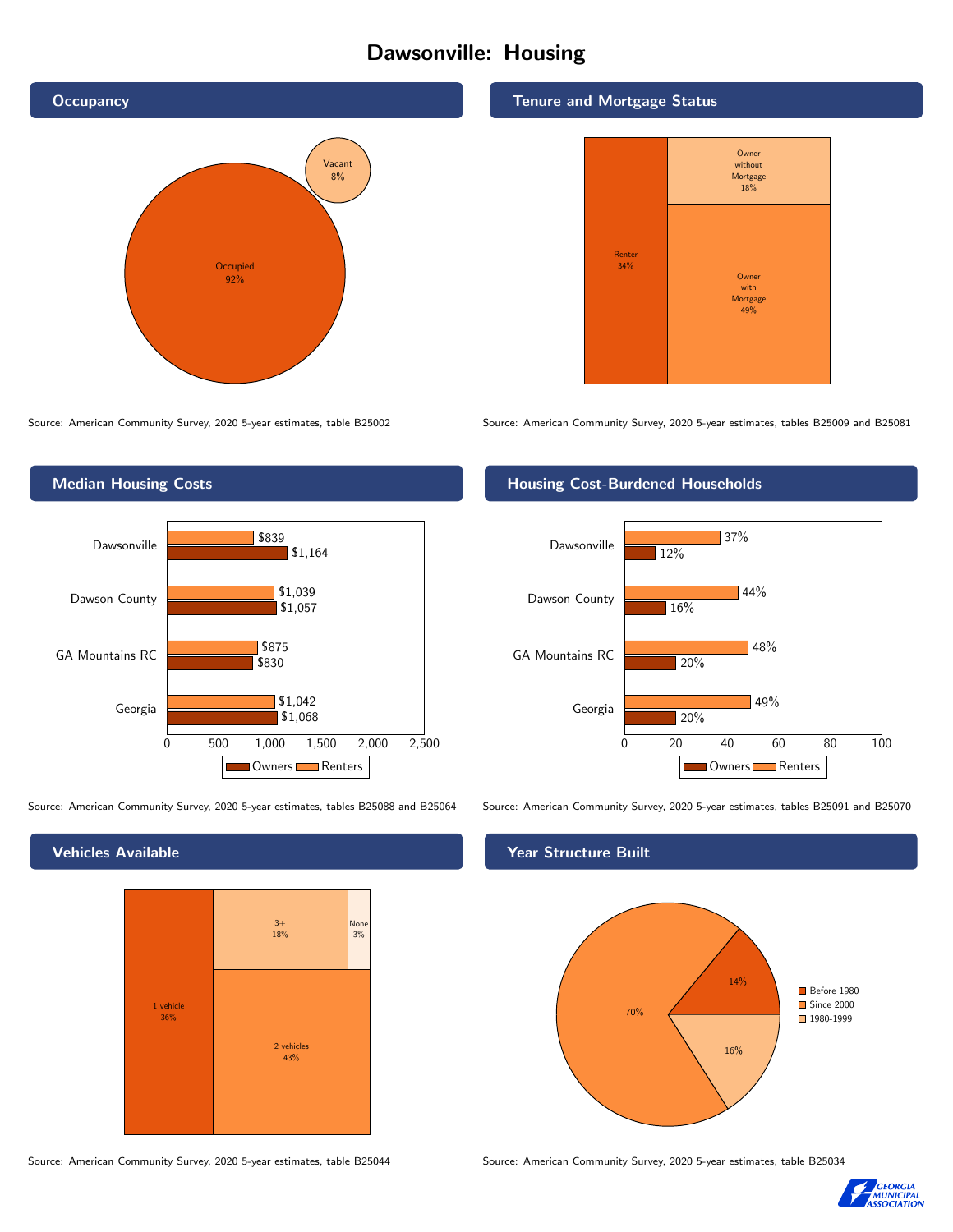# Dawsonville: Housing

## Occupancy

Vacant
8%

Occupied
92%

Source: American Community Survey, 2020 5-year estimates, table B25002

## Tenure and Mortgage Status

Renter
34%

Owner without Mortgage
18%

Owner with Mortgage
49%

Source: American Community Survey, 2020 5-year estimates, tables B25009 and B25081

## Median Housing Costs

Dawsonville
$839
$1,164

Dawson County
$1,039
$1,057

GA Mountains RC
$875
$830

Georgia
$1,042
$1,068

0 500 1,000 1,500 2,000 2,500

Owners Renters

Source: American Community Survey, 2020 5-year estimates, tables B25088 and B25064

## Housing Cost-Burdened Households

Dawsonville
37%
12%

Dawson County
44%
16%

GA Mountains RC
48%
20%

Georgia
49%
20%

0 20 40 60 80 100

Owners Renters

Source: American Community Survey, 2020 5-year estimates, tables B25091 and B25070

## Vehicles Available

1 vehicle
36%

3+
18%

None
3%

2 vehicles
43%

Source: American Community Survey, 2020 5-year estimates, table B25044

## Year Structure Built

14%
70%
16%

Before 1980
Since 2000
1980-1999

Source: American Community Survey, 2020 5-year estimates, table B25034